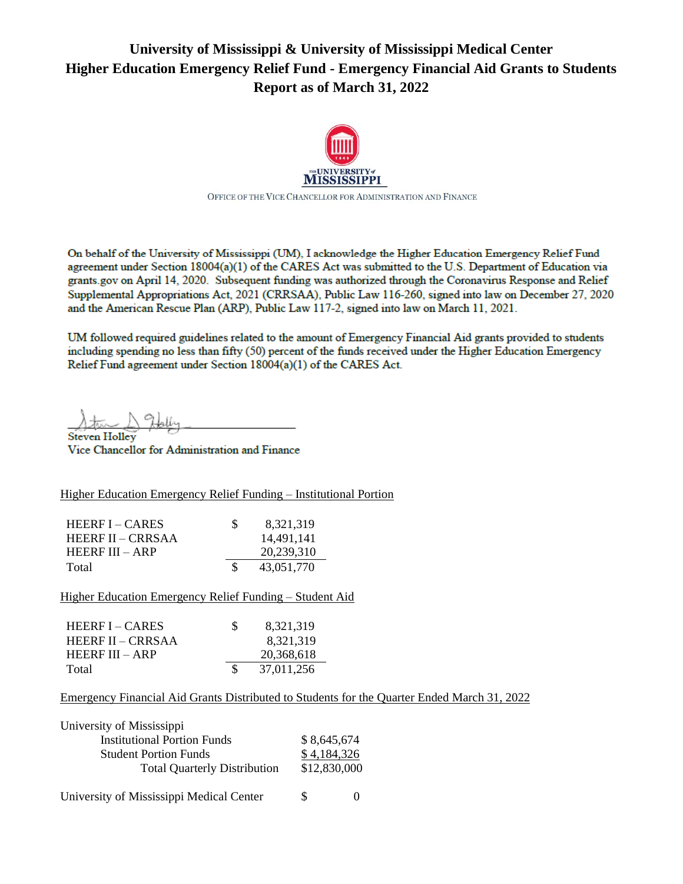# University of Mississippi & University of Mississippi Medical Center
# Higher Education Emergency Relief Fund - Emergency Financial Aid Grants to Students
# Report as of March 31, 2022

THE UNIVERSITY of MISSISSIPPI

OFFICE OF THE VICE CHANCELLOR FOR ADMINISTRATION AND FINANCE

On behalf of the University of Mississippi (UM), I acknowledge the Higher Education Emergency Relief Fund agreement under Section 18004(a)(1) of the CARES Act was submitted to the U.S. Department of Education via grants.gov on April 14, 2020. Subsequent funding was authorized through the Coronavirus Response and Relief Supplemental Appropriations Act, 2021 (CRRSAA), Public Law 116-260, signed into law on December 27, 2020 and the American Rescue Plan (ARP), Public Law 117-2, signed into law on March 11, 2021.

UM followed required guidelines related to the amount of Emergency Financial Aid grants provided to students including spending no less than fifty (50) percent of the funds received under the Higher Education Emergency Relief Fund agreement under Section 18004(a)(1) of the CARES Act.

Steven Holley
Vice Chancellor for Administration and Finance

Higher Education Emergency Relief Funding – Institutional Portion

| | |
|---|---|
| HEERF I – CARES | $ 8,321,319 |
| HEERF II – CRRSAA | 14,491,141 |
| HEERF III – ARP | 20,239,310 |
| Total | $ 43,051,770 |

Higher Education Emergency Relief Funding – Student Aid

| | |
|---|---|
| HEERF I – CARES | $ 8,321,319 |
| HEERF II – CRRSAA | 8,321,319 |
| HEERF III – ARP | 20,368,618 |
| Total | $ 37,011,256 |

Emergency Financial Aid Grants Distributed to Students for the Quarter Ended March 31, 2022

| | |
|---|---|
| University of Mississippi | |
| Institutional Portion Funds | $ 8,645,674 |
| Student Portion Funds | $ 4,184,326 |
| Total Quarterly Distribution | $12,830,000 |
| University of Mississippi Medical Center | $ 0 |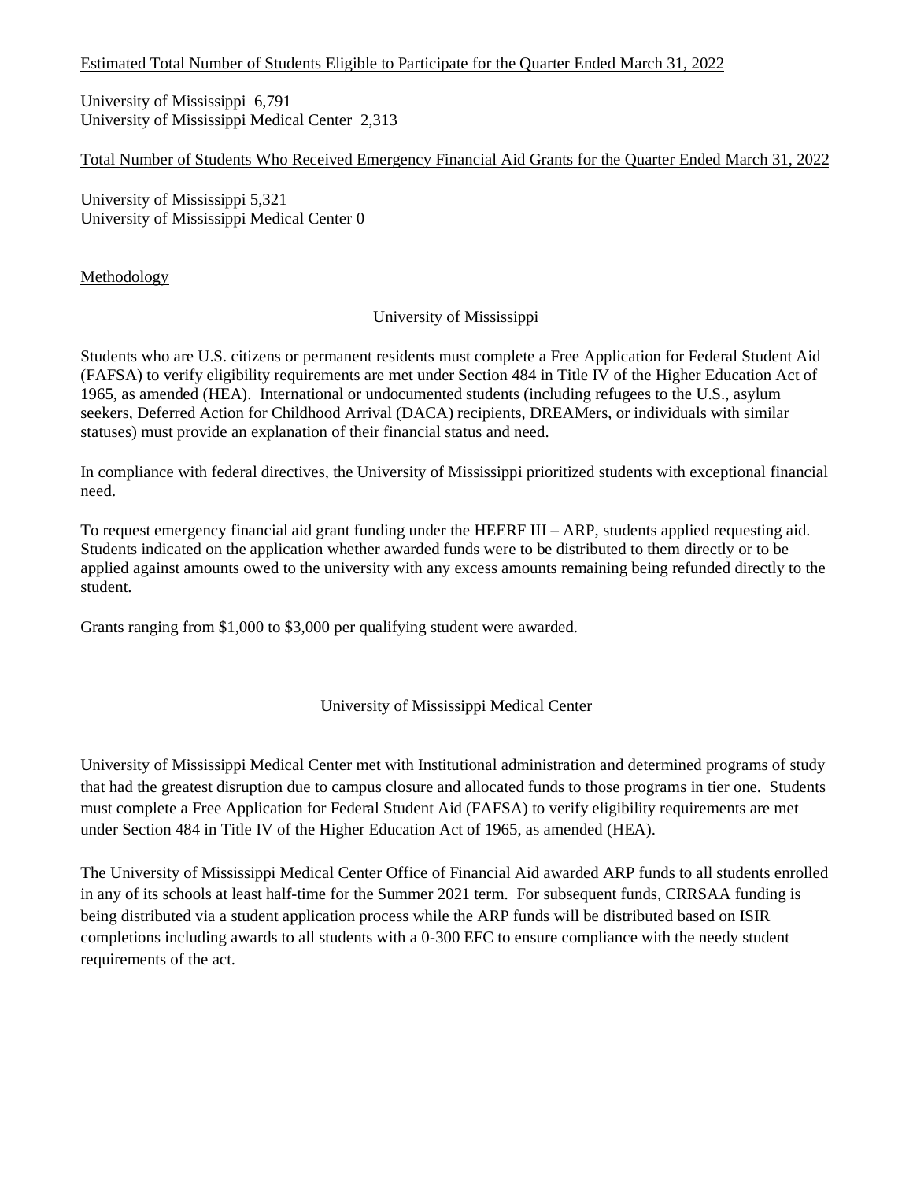Estimated Total Number of Students Eligible to Participate for the Quarter Ended March 31, 2022

University of Mississippi 6,791
University of Mississippi Medical Center 2,313

Total Number of Students Who Received Emergency Financial Aid Grants for the Quarter Ended March 31, 2022

University of Mississippi 5,321
University of Mississippi Medical Center 0

Methodology

University of Mississippi

Students who are U.S. citizens or permanent residents must complete a Free Application for Federal Student Aid (FAFSA) to verify eligibility requirements are met under Section 484 in Title IV of the Higher Education Act of 1965, as amended (HEA). International or undocumented students (including refugees to the U.S., asylum seekers, Deferred Action for Childhood Arrival (DACA) recipients, DREAMers, or individuals with similar statuses) must provide an explanation of their financial status and need.

In compliance with federal directives, the University of Mississippi prioritized students with exceptional financial need.

To request emergency financial aid grant funding under the HEERF III – ARP, students applied requesting aid. Students indicated on the application whether awarded funds were to be distributed to them directly or to be applied against amounts owed to the university with any excess amounts remaining being refunded directly to the student.

Grants ranging from $1,000 to $3,000 per qualifying student were awarded.

University of Mississippi Medical Center

University of Mississippi Medical Center met with Institutional administration and determined programs of study that had the greatest disruption due to campus closure and allocated funds to those programs in tier one. Students must complete a Free Application for Federal Student Aid (FAFSA) to verify eligibility requirements are met under Section 484 in Title IV of the Higher Education Act of 1965, as amended (HEA).

The University of Mississippi Medical Center Office of Financial Aid awarded ARP funds to all students enrolled in any of its schools at least half-time for the Summer 2021 term. For subsequent funds, CRRSAA funding is being distributed via a student application process while the ARP funds will be distributed based on ISIR completions including awards to all students with a 0-300 EFC to ensure compliance with the needy student requirements of the act.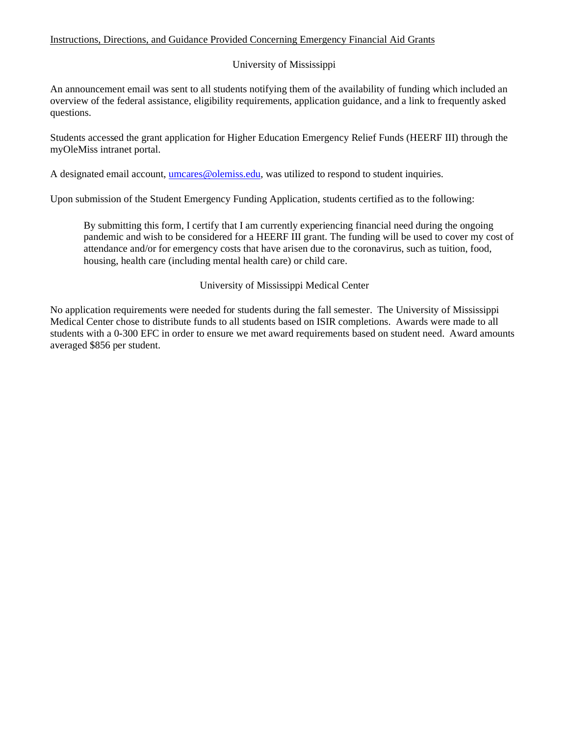Instructions, Directions, and Guidance Provided Concerning Emergency Financial Aid Grants

## University of Mississippi

An announcement email was sent to all students notifying them of the availability of funding which included an overview of the federal assistance, eligibility requirements, application guidance, and a link to frequently asked questions.

Students accessed the grant application for Higher Education Emergency Relief Funds (HEERF III) through the myOleMiss intranet portal.

A designated email account, umcares@olemiss.edu, was utilized to respond to student inquiries.

Upon submission of the Student Emergency Funding Application, students certified as to the following:

> By submitting this form, I certify that I am currently experiencing financial need during the ongoing pandemic and wish to be considered for a HEERF III grant. The funding will be used to cover my cost of attendance and/or for emergency costs that have arisen due to the coronavirus, such as tuition, food, housing, health care (including mental health care) or child care.

## University of Mississippi Medical Center

No application requirements were needed for students during the fall semester. The University of Mississippi Medical Center chose to distribute funds to all students based on ISIR completions. Awards were made to all students with a 0-300 EFC in order to ensure we met award requirements based on student need. Award amounts averaged $856 per student.